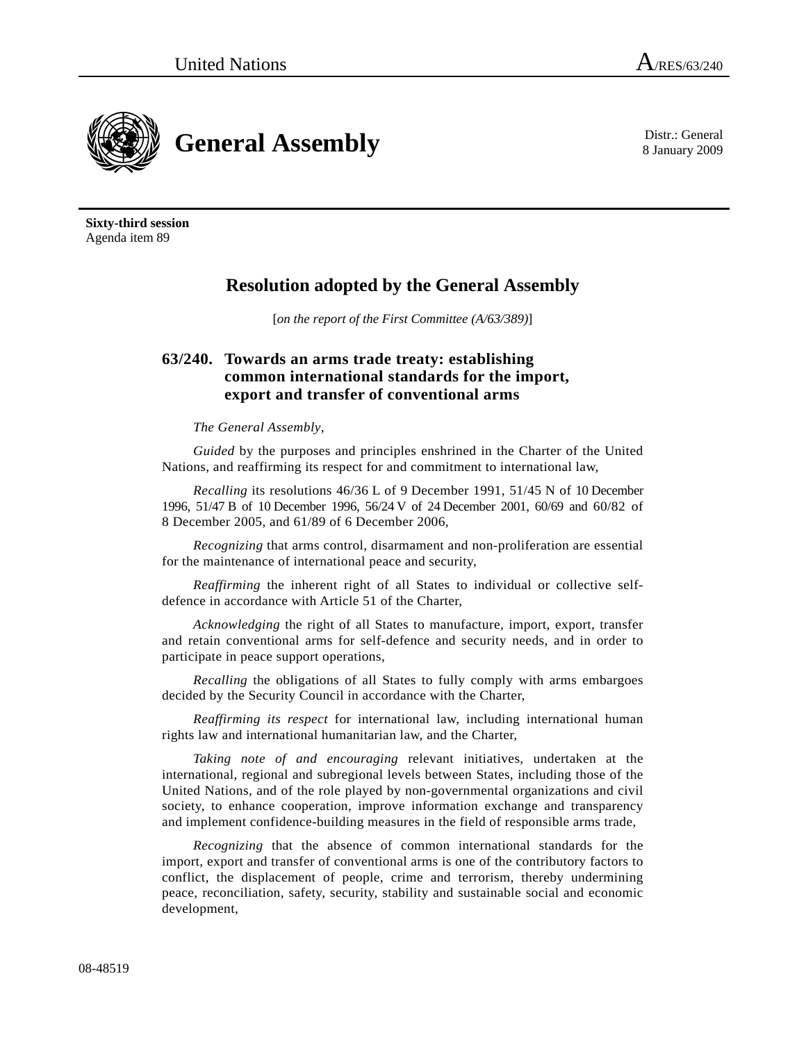United Nations A/RES/63/240

# General Assembly

Distr.: General
8 January 2009

**Sixty-third session**
Agenda item 89

## Resolution adopted by the General Assembly

[*on the report of the First Committee (A/63/389)*]

### 63/240. Towards an arms trade treaty: establishing common international standards for the import, export and transfer of conventional arms

*The General Assembly*,

*Guided* by the purposes and principles enshrined in the Charter of the United Nations, and reaffirming its respect for and commitment to international law,

*Recalling* its resolutions 46/36 L of 9 December 1991, 51/45 N of 10 December 1996, 51/47 B of 10 December 1996, 56/24 V of 24 December 2001, 60/69 and 60/82 of 8 December 2005, and 61/89 of 6 December 2006,

*Recognizing* that arms control, disarmament and non-proliferation are essential for the maintenance of international peace and security,

*Reaffirming* the inherent right of all States to individual or collective self-defence in accordance with Article 51 of the Charter,

*Acknowledging* the right of all States to manufacture, import, export, transfer and retain conventional arms for self-defence and security needs, and in order to participate in peace support operations,

*Recalling* the obligations of all States to fully comply with arms embargoes decided by the Security Council in accordance with the Charter,

*Reaffirming its respect* for international law, including international human rights law and international humanitarian law, and the Charter,

*Taking note of and encouraging* relevant initiatives, undertaken at the international, regional and subregional levels between States, including those of the United Nations, and of the role played by non-governmental organizations and civil society, to enhance cooperation, improve information exchange and transparency and implement confidence-building measures in the field of responsible arms trade,

*Recognizing* that the absence of common international standards for the import, export and transfer of conventional arms is one of the contributory factors to conflict, the displacement of people, crime and terrorism, thereby undermining peace, reconciliation, safety, security, stability and sustainable social and economic development,

08-48519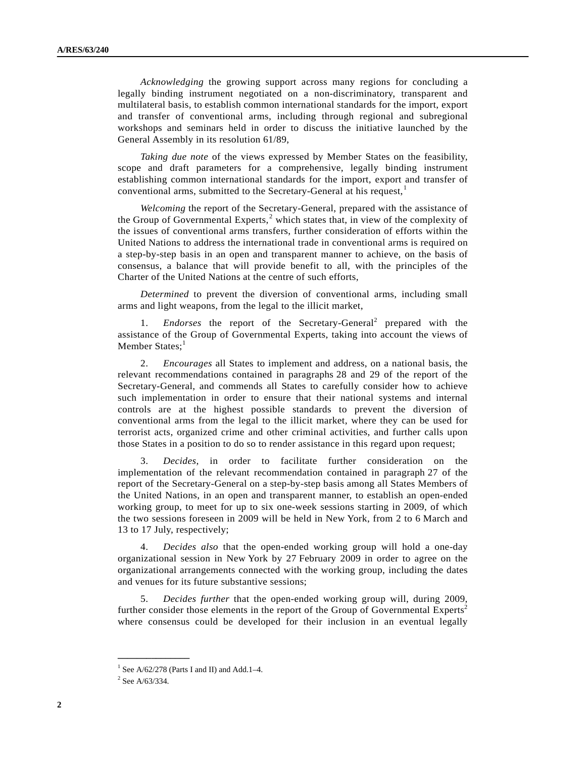*Acknowledging* the growing support across many regions for concluding a legally binding instrument negotiated on a non-discriminatory, transparent and multilateral basis, to establish common international standards for the import, export and transfer of conventional arms, including through regional and subregional workshops and seminars held in order to discuss the initiative launched by the General Assembly in its resolution 61/89,

*Taking due note* of the views expressed by Member States on the feasibility, scope and draft parameters for a comprehensive, legally binding instrument establishing common international standards for the import, export and transfer of conventional arms, submitted to the Secretary-General at his request,[1]

*Welcoming* the report of the Secretary-General, prepared with the assistance of the Group of Governmental Experts,[2] which states that, in view of the complexity of the issues of conventional arms transfers, further consideration of efforts within the United Nations to address the international trade in conventional arms is required on a step-by-step basis in an open and transparent manner to achieve, on the basis of consensus, a balance that will provide benefit to all, with the principles of the Charter of the United Nations at the centre of such efforts,

*Determined* to prevent the diversion of conventional arms, including small arms and light weapons, from the legal to the illicit market,

1. *Endorses* the report of the Secretary-General[2] prepared with the assistance of the Group of Governmental Experts, taking into account the views of Member States;[1]

2. *Encourages* all States to implement and address, on a national basis, the relevant recommendations contained in paragraphs 28 and 29 of the report of the Secretary-General, and commends all States to carefully consider how to achieve such implementation in order to ensure that their national systems and internal controls are at the highest possible standards to prevent the diversion of conventional arms from the legal to the illicit market, where they can be used for terrorist acts, organized crime and other criminal activities, and further calls upon those States in a position to do so to render assistance in this regard upon request;

3. *Decides*, in order to facilitate further consideration on the implementation of the relevant recommendation contained in paragraph 27 of the report of the Secretary-General on a step-by-step basis among all States Members of the United Nations, in an open and transparent manner, to establish an open-ended working group, to meet for up to six one-week sessions starting in 2009, of which the two sessions foreseen in 2009 will be held in New York, from 2 to 6 March and 13 to 17 July, respectively;

4. *Decides also* that the open-ended working group will hold a one-day organizational session in New York by 27 February 2009 in order to agree on the organizational arrangements connected with the working group, including the dates and venues for its future substantive sessions;

5. *Decides further* that the open-ended working group will, during 2009, further consider those elements in the report of the Group of Governmental Experts[2] where consensus could be developed for their inclusion in an eventual legally

---

[1] See A/62/278 (Parts I and II) and Add.1–4.

[2] See A/63/334.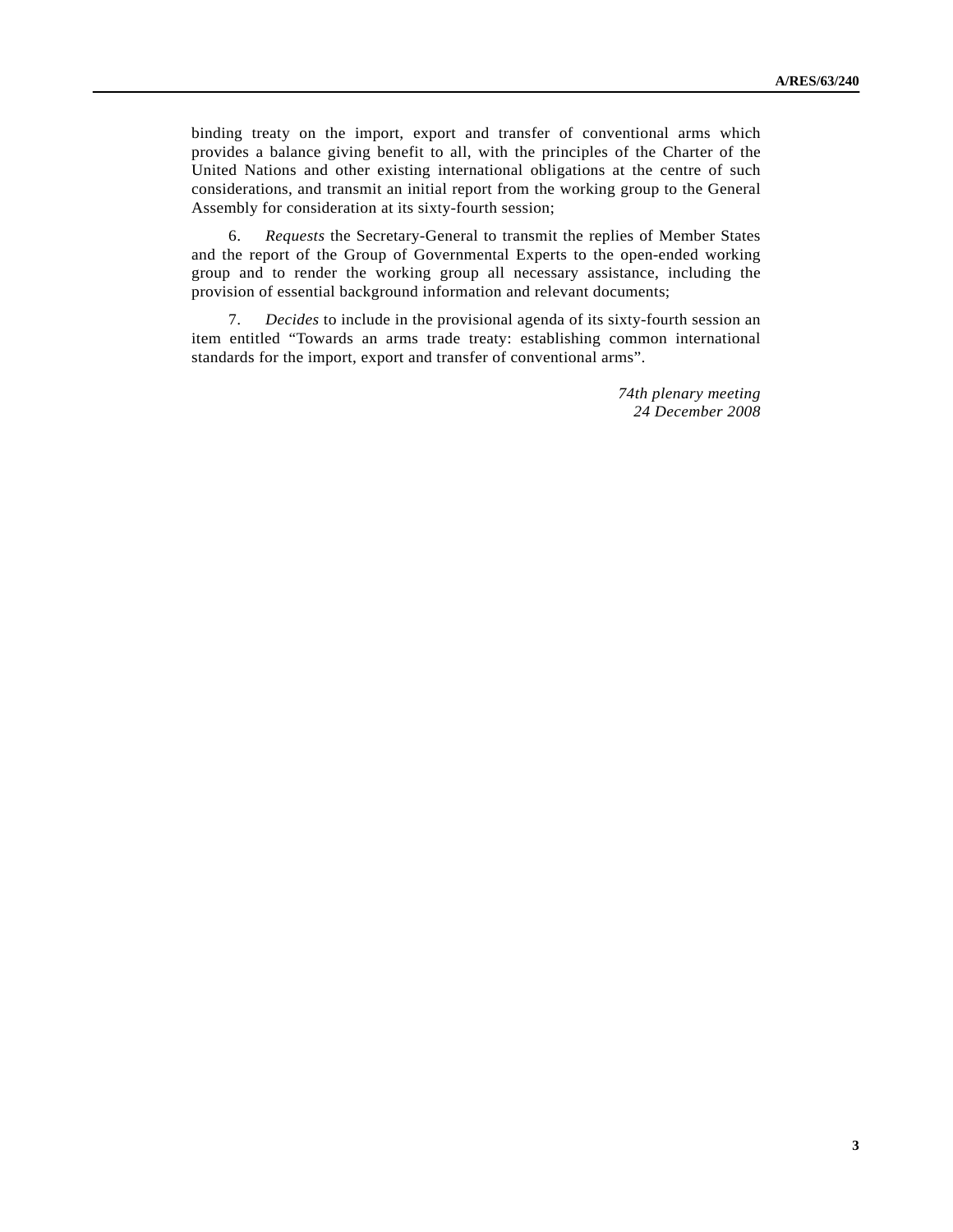binding treaty on the import, export and transfer of conventional arms which provides a balance giving benefit to all, with the principles of the Charter of the United Nations and other existing international obligations at the centre of such considerations, and transmit an initial report from the working group to the General Assembly for consideration at its sixty-fourth session;

6. *Requests* the Secretary-General to transmit the replies of Member States and the report of the Group of Governmental Experts to the open-ended working group and to render the working group all necessary assistance, including the provision of essential background information and relevant documents;

7. *Decides* to include in the provisional agenda of its sixty-fourth session an item entitled "Towards an arms trade treaty: establishing common international standards for the import, export and transfer of conventional arms".

*74th plenary meeting*
*24 December 2008*